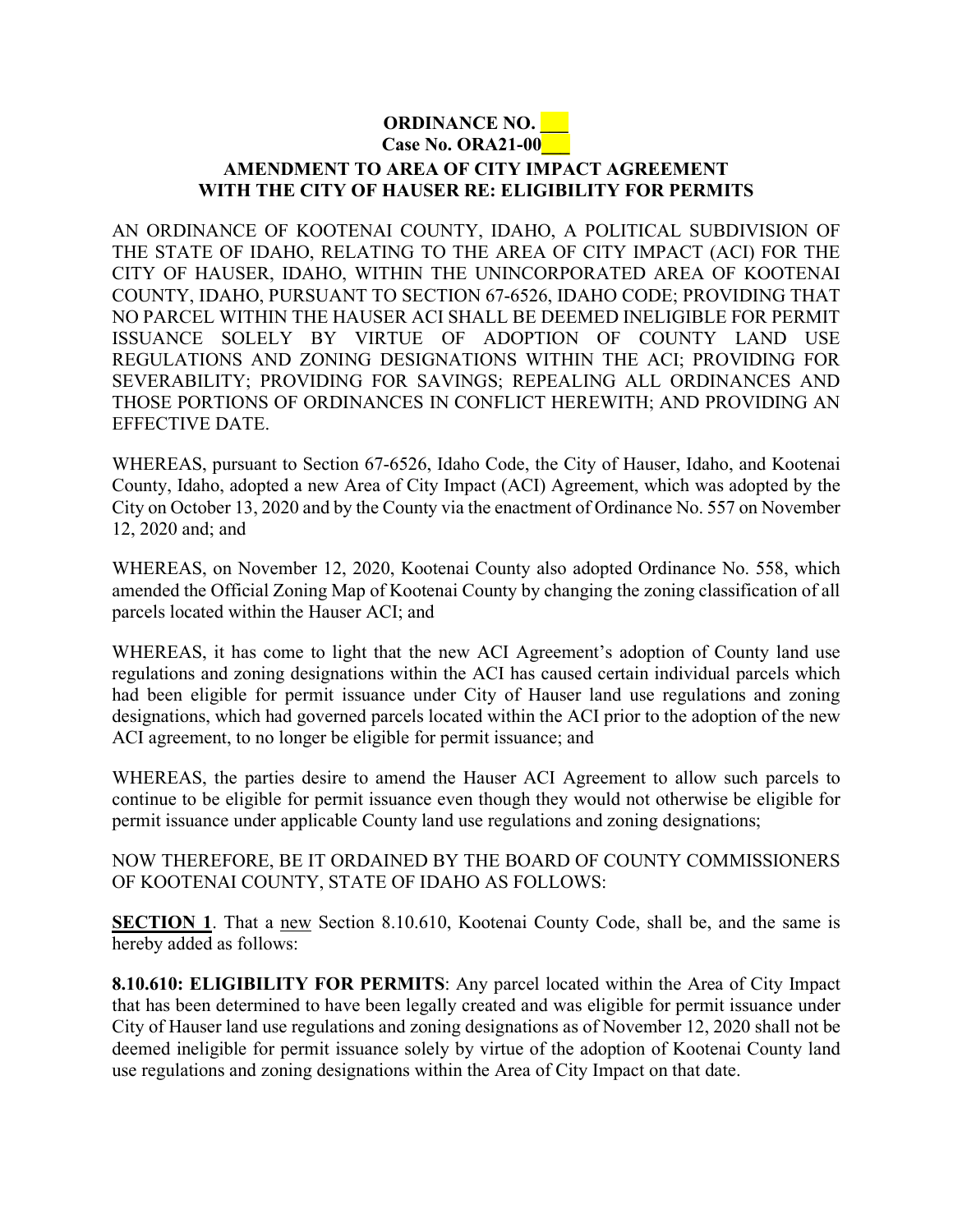**ORDINANCE NO. \_\_\_**
**Case No. ORA21-00\_\_\_**

**AMENDMENT TO AREA OF CITY IMPACT AGREEMENT WITH THE CITY OF HAUSER RE: ELIGIBILITY FOR PERMITS**

AN ORDINANCE OF KOOTENAI COUNTY, IDAHO, A POLITICAL SUBDIVISION OF THE STATE OF IDAHO, RELATING TO THE AREA OF CITY IMPACT (ACI) FOR THE CITY OF HAUSER, IDAHO, WITHIN THE UNINCORPORATED AREA OF KOOTENAI COUNTY, IDAHO, PURSUANT TO SECTION 67-6526, IDAHO CODE; PROVIDING THAT NO PARCEL WITHIN THE HAUSER ACI SHALL BE DEEMED INELIGIBLE FOR PERMIT ISSUANCE SOLELY BY VIRTUE OF ADOPTION OF COUNTY LAND USE REGULATIONS AND ZONING DESIGNATIONS WITHIN THE ACI; PROVIDING FOR SEVERABILITY; PROVIDING FOR SAVINGS; REPEALING ALL ORDINANCES AND THOSE PORTIONS OF ORDINANCES IN CONFLICT HEREWITH; AND PROVIDING AN EFFECTIVE DATE.

WHEREAS, pursuant to Section 67-6526, Idaho Code, the City of Hauser, Idaho, and Kootenai County, Idaho, adopted a new Area of City Impact (ACI) Agreement, which was adopted by the City on October 13, 2020 and by the County via the enactment of Ordinance No. 557 on November 12, 2020 and; and

WHEREAS, on November 12, 2020, Kootenai County also adopted Ordinance No. 558, which amended the Official Zoning Map of Kootenai County by changing the zoning classification of all parcels located within the Hauser ACI; and

WHEREAS, it has come to light that the new ACI Agreement's adoption of County land use regulations and zoning designations within the ACI has caused certain individual parcels which had been eligible for permit issuance under City of Hauser land use regulations and zoning designations, which had governed parcels located within the ACI prior to the adoption of the new ACI agreement, to no longer be eligible for permit issuance; and

WHEREAS, the parties desire to amend the Hauser ACI Agreement to allow such parcels to continue to be eligible for permit issuance even though they would not otherwise be eligible for permit issuance under applicable County land use regulations and zoning designations;

NOW THEREFORE, BE IT ORDAINED BY THE BOARD OF COUNTY COMMISSIONERS OF KOOTENAI COUNTY, STATE OF IDAHO AS FOLLOWS:

**SECTION 1**. That a new Section 8.10.610, Kootenai County Code, shall be, and the same is hereby added as follows:

**8.10.610: ELIGIBILITY FOR PERMITS**: Any parcel located within the Area of City Impact that has been determined to have been legally created and was eligible for permit issuance under City of Hauser land use regulations and zoning designations as of November 12, 2020 shall not be deemed ineligible for permit issuance solely by virtue of the adoption of Kootenai County land use regulations and zoning designations within the Area of City Impact on that date.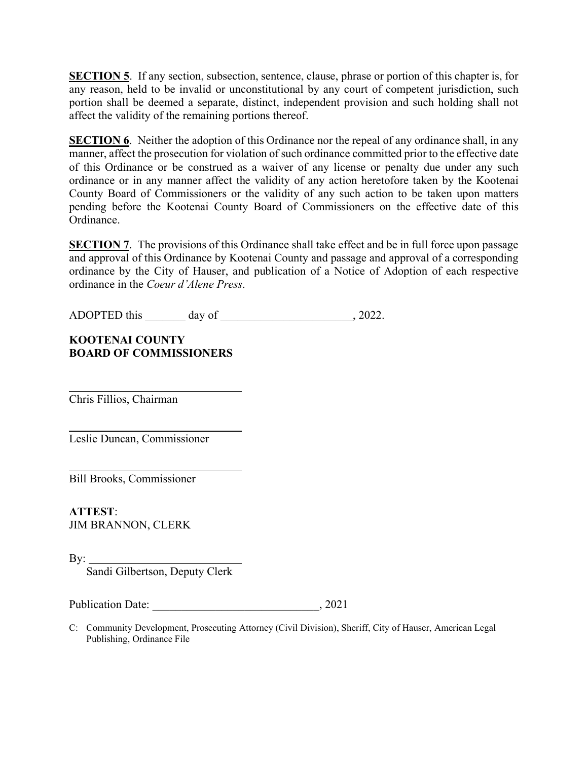**SECTION 5**. If any section, subsection, sentence, clause, phrase or portion of this chapter is, for any reason, held to be invalid or unconstitutional by any court of competent jurisdiction, such portion shall be deemed a separate, distinct, independent provision and such holding shall not affect the validity of the remaining portions thereof.

**SECTION 6**. Neither the adoption of this Ordinance nor the repeal of any ordinance shall, in any manner, affect the prosecution for violation of such ordinance committed prior to the effective date of this Ordinance or be construed as a waiver of any license or penalty due under any such ordinance or in any manner affect the validity of any action heretofore taken by the Kootenai County Board of Commissioners or the validity of any such action to be taken upon matters pending before the Kootenai County Board of Commissioners on the effective date of this Ordinance.

**SECTION 7**. The provisions of this Ordinance shall take effect and be in full force upon passage and approval of this Ordinance by Kootenai County and passage and approval of a corresponding ordinance by the City of Hauser, and publication of a Notice of Adoption of each respective ordinance in the *Coeur d'Alene Press*.

ADOPTED this _______ day of ______________________, 2022.

**KOOTENAI COUNTY**
**BOARD OF COMMISSIONERS**

______________________________
Chris Fillios, Chairman

______________________________
Leslie Duncan, Commissioner

______________________________
Bill Brooks, Commissioner

**ATTEST**:
JIM BRANNON, CLERK

By: __________________________
Sandi Gilbertson, Deputy Clerk

Publication Date: ____________________________, 2021

C: Community Development, Prosecuting Attorney (Civil Division), Sheriff, City of Hauser, American Legal Publishing, Ordinance File